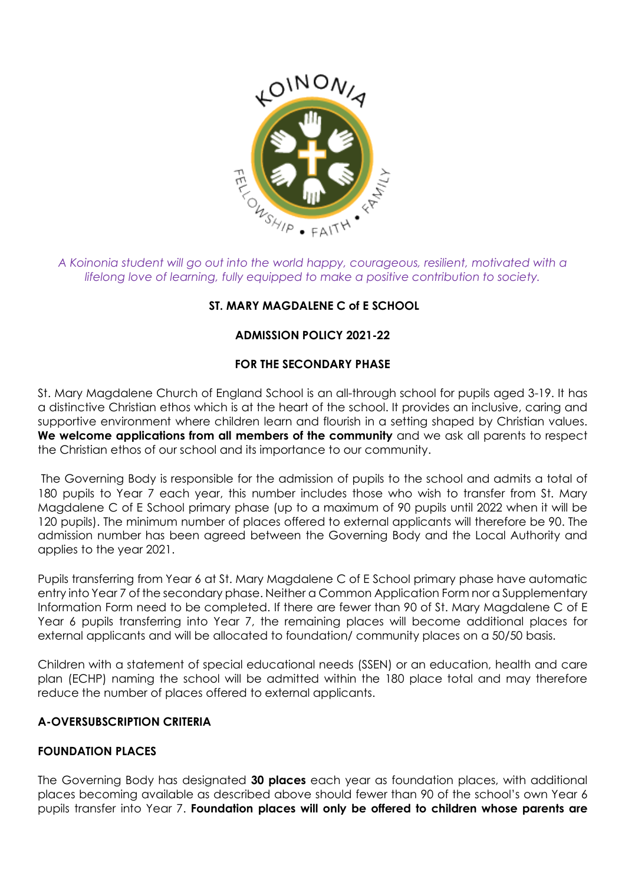*A Koinonia student will go out into the world happy, courageous, resilient, motivated with a lifelong love of learning, fully equipped to make a positive contribution to society.*

**ST. MARY MAGDALENE C of E SCHOOL**

**ADMISSION POLICY 2021-22**

**FOR THE SECONDARY PHASE**

St. Mary Magdalene Church of England School is an all-through school for pupils aged 3-19. It has a distinctive Christian ethos which is at the heart of the school. It provides an inclusive, caring and supportive environment where children learn and flourish in a setting shaped by Christian values. **We welcome applications from all members of the community** and we ask all parents to respect the Christian ethos of our school and its importance to our community.

The Governing Body is responsible for the admission of pupils to the school and admits a total of 180 pupils to Year 7 each year, this number includes those who wish to transfer from St. Mary Magdalene C of E School primary phase (up to a maximum of 90 pupils until 2022 when it will be 120 pupils). The minimum number of places offered to external applicants will therefore be 90. The admission number has been agreed between the Governing Body and the Local Authority and applies to the year 2021.

Pupils transferring from Year 6 at St. Mary Magdalene C of E School primary phase have automatic entry into Year 7 of the secondary phase. Neither a Common Application Form nor a Supplementary Information Form need to be completed. If there are fewer than 90 of St. Mary Magdalene C of E Year 6 pupils transferring into Year 7, the remaining places will become additional places for external applicants and will be allocated to foundation/ community places on a 50/50 basis.

Children with a statement of special educational needs (SSEN) or an education, health and care plan (ECHP) naming the school will be admitted within the 180 place total and may therefore reduce the number of places offered to external applicants.

## A-OVERSUBSCRIPTION CRITERIA

### FOUNDATION PLACES

The Governing Body has designated **30 places** each year as foundation places, with additional places becoming available as described above should fewer than 90 of the school's own Year 6 pupils transfer into Year 7. **Foundation places will only be offered to children whose parents are**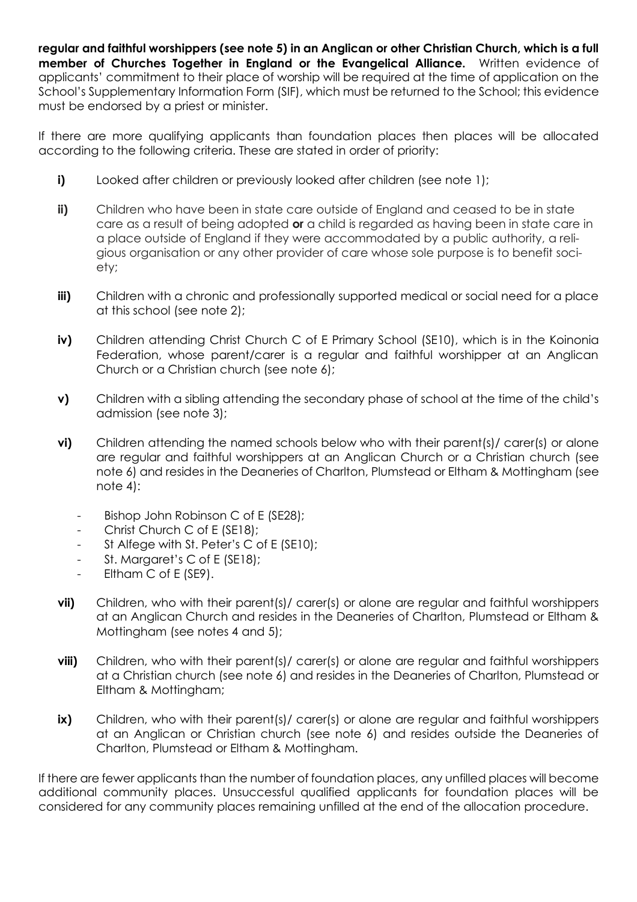**regular and faithful worshippers (see note 5) in an Anglican or other Christian Church, which is a full member of Churches Together in England or the Evangelical Alliance.** Written evidence of applicants' commitment to their place of worship will be required at the time of application on the School's Supplementary Information Form (SIF), which must be returned to the School; this evidence must be endorsed by a priest or minister.

If there are more qualifying applicants than foundation places then places will be allocated according to the following criteria. These are stated in order of priority:

- **i)** Looked after children or previously looked after children (see note 1);
- **ii)** Children who have been in state care outside of England and ceased to be in state care as a result of being adopted **or** a child is regarded as having been in state care in a place outside of England if they were accommodated by a public authority, a religious organisation or any other provider of care whose sole purpose is to benefit society;
- **iii)** Children with a chronic and professionally supported medical or social need for a place at this school (see note 2);
- **iv)** Children attending Christ Church C of E Primary School (SE10), which is in the Koinonia Federation, whose parent/carer is a regular and faithful worshipper at an Anglican Church or a Christian church (see note 6);
- **v)** Children with a sibling attending the secondary phase of school at the time of the child's admission (see note 3);
- **vi)** Children attending the named schools below who with their parent(s)/ carer(s) or alone are regular and faithful worshippers at an Anglican Church or a Christian church (see note 6) and resides in the Deaneries of Charlton, Plumstead or Eltham & Mottingham (see note 4):
  - Bishop John Robinson C of E (SE28);
  - Christ Church C of E (SE18);
  - St Alfege with St. Peter's C of E (SE10);
  - St. Margaret's C of E (SE18);
  - Eltham C of E (SE9).
- **vii)** Children, who with their parent(s)/ carer(s) or alone are regular and faithful worshippers at an Anglican Church and resides in the Deaneries of Charlton, Plumstead or Eltham & Mottingham (see notes 4 and 5);
- **viii)** Children, who with their parent(s)/ carer(s) or alone are regular and faithful worshippers at a Christian church (see note 6) and resides in the Deaneries of Charlton, Plumstead or Eltham & Mottingham;
- **ix)** Children, who with their parent(s)/ carer(s) or alone are regular and faithful worshippers at an Anglican or Christian church (see note 6) and resides outside the Deaneries of Charlton, Plumstead or Eltham & Mottingham.

If there are fewer applicants than the number of foundation places, any unfilled places will become additional community places. Unsuccessful qualified applicants for foundation places will be considered for any community places remaining unfilled at the end of the allocation procedure.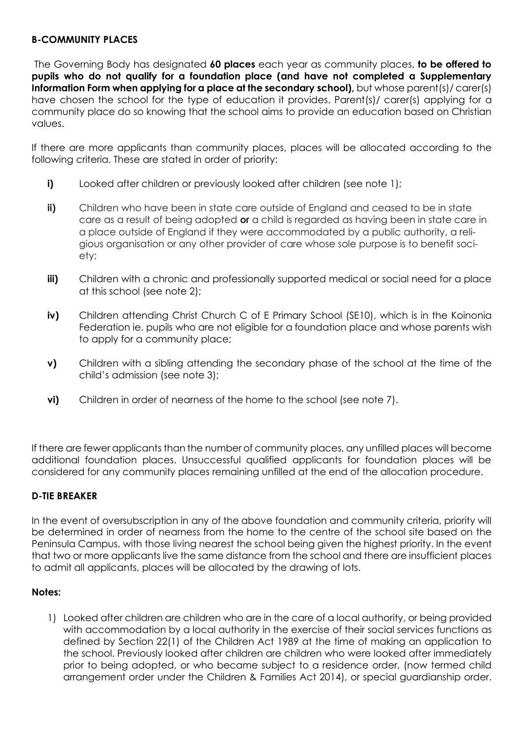### B-COMMUNITY PLACES

The Governing Body has designated **60 places** each year as community places, **to be offered to pupils who do not qualify for a foundation place (and have not completed a Supplementary Information Form when applying for a place at the secondary school),** but whose parent(s)/ carer(s) have chosen the school for the type of education it provides. Parent(s)/ carer(s) applying for a community place do so knowing that the school aims to provide an education based on Christian values.

If there are more applicants than community places, places will be allocated according to the following criteria. These are stated in order of priority:

- **i)** Looked after children or previously looked after children (see note 1);
- **ii)** Children who have been in state care outside of England and ceased to be in state care as a result of being adopted **or** a child is regarded as having been in state care in a place outside of England if they were accommodated by a public authority, a religious organisation or any other provider of care whose sole purpose is to benefit society;
- **iii)** Children with a chronic and professionally supported medical or social need for a place at this school (see note 2);
- **iv)** Children attending Christ Church C of E Primary School (SE10), which is in the Koinonia Federation ie. pupils who are not eligible for a foundation place and whose parents wish to apply for a community place;
- **v)** Children with a sibling attending the secondary phase of the school at the time of the child's admission (see note 3);
- **vi)** Children in order of nearness of the home to the school (see note 7).

If there are fewer applicants than the number of community places, any unfilled places will become additional foundation places. Unsuccessful qualified applicants for foundation places will be considered for any community places remaining unfilled at the end of the allocation procedure.

### D-TIE BREAKER

In the event of oversubscription in any of the above foundation and community criteria, priority will be determined in order of nearness from the home to the centre of the school site based on the Peninsula Campus, with those living nearest the school being given the highest priority. In the event that two or more applicants live the same distance from the school and there are insufficient places to admit all applicants, places will be allocated by the drawing of lots.

### Notes:

1) Looked after children are children who are in the care of a local authority, or being provided with accommodation by a local authority in the exercise of their social services functions as defined by Section 22(1) of the Children Act 1989 at the time of making an application to the school. Previously looked after children are children who were looked after immediately prior to being adopted, or who became subject to a residence order, (now termed child arrangement order under the Children & Families Act 2014), or special guardianship order.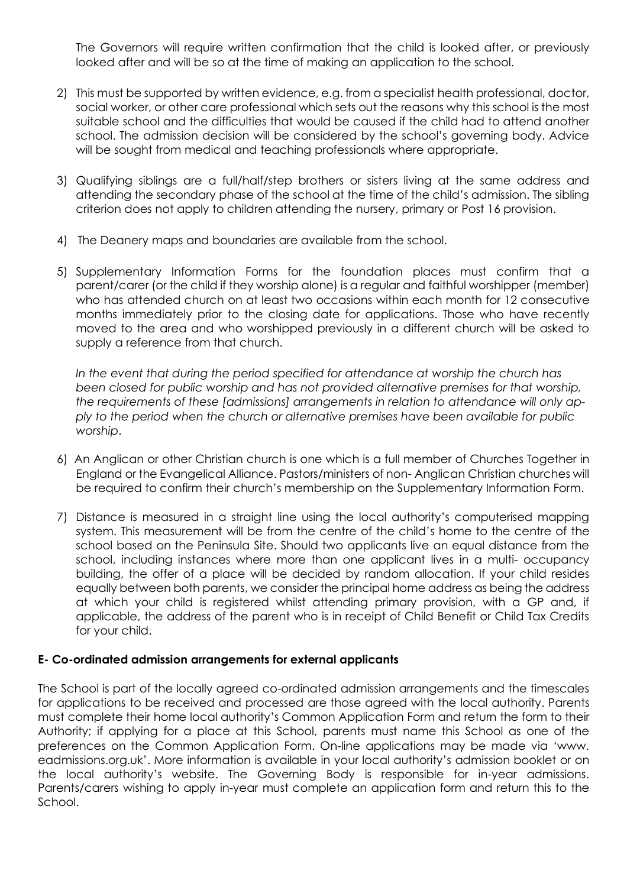The Governors will require written confirmation that the child is looked after, or previously looked after and will be so at the time of making an application to the school.

2) This must be supported by written evidence, e.g. from a specialist health professional, doctor, social worker, or other care professional which sets out the reasons why this school is the most suitable school and the difficulties that would be caused if the child had to attend another school. The admission decision will be considered by the school's governing body. Advice will be sought from medical and teaching professionals where appropriate.

3) Qualifying siblings are a full/half/step brothers or sisters living at the same address and attending the secondary phase of the school at the time of the child's admission. The sibling criterion does not apply to children attending the nursery, primary or Post 16 provision.

4) The Deanery maps and boundaries are available from the school.

5) Supplementary Information Forms for the foundation places must confirm that a parent/carer (or the child if they worship alone) is a regular and faithful worshipper (member) who has attended church on at least two occasions within each month for 12 consecutive months immediately prior to the closing date for applications. Those who have recently moved to the area and who worshipped previously in a different church will be asked to supply a reference from that church.

   *In the event that during the period specified for attendance at worship the church has been closed for public worship and has not provided alternative premises for that worship, the requirements of these [admissions] arrangements in relation to attendance will only apply to the period when the church or alternative premises have been available for public worship*.

6) An Anglican or other Christian church is one which is a full member of Churches Together in England or the Evangelical Alliance. Pastors/ministers of non- Anglican Christian churches will be required to confirm their church's membership on the Supplementary Information Form.

7) Distance is measured in a straight line using the local authority's computerised mapping system. This measurement will be from the centre of the child's home to the centre of the school based on the Peninsula Site. Should two applicants live an equal distance from the school, including instances where more than one applicant lives in a multi- occupancy building, the offer of a place will be decided by random allocation. If your child resides equally between both parents, we consider the principal home address as being the address at which your child is registered whilst attending primary provision, with a GP and, if applicable, the address of the parent who is in receipt of Child Benefit or Child Tax Credits for your child.

**E- Co-ordinated admission arrangements for external applicants**

The School is part of the locally agreed co-ordinated admission arrangements and the timescales for applications to be received and processed are those agreed with the local authority. Parents must complete their home local authority's Common Application Form and return the form to their Authority; if applying for a place at this School, parents must name this School as one of the preferences on the Common Application Form. On-line applications may be made via 'www. eadmissions.org.uk'. More information is available in your local authority's admission booklet or on the local authority's website. The Governing Body is responsible for in-year admissions. Parents/carers wishing to apply in-year must complete an application form and return this to the School.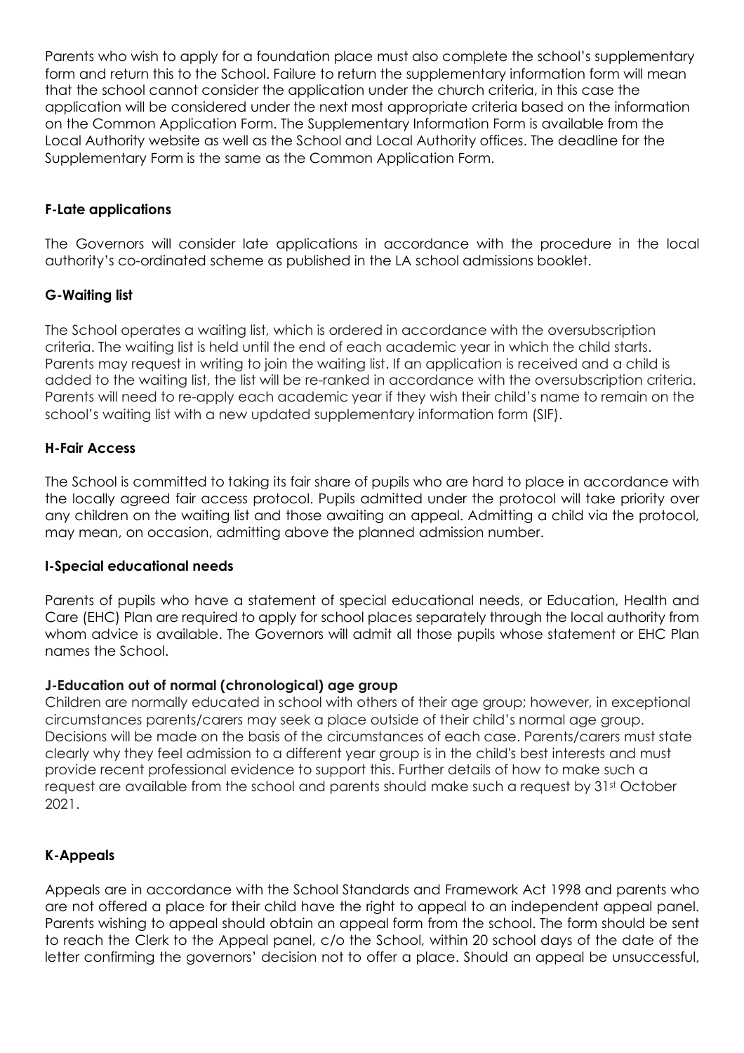Parents who wish to apply for a foundation place must also complete the school's supplementary form and return this to the School. Failure to return the supplementary information form will mean that the school cannot consider the application under the church criteria, in this case the application will be considered under the next most appropriate criteria based on the information on the Common Application Form. The Supplementary Information Form is available from the Local Authority website as well as the School and Local Authority offices. The deadline for the Supplementary Form is the same as the Common Application Form.

**F-Late applications**

The Governors will consider late applications in accordance with the procedure in the local authority's co-ordinated scheme as published in the LA school admissions booklet.

**G-Waiting list**

The School operates a waiting list, which is ordered in accordance with the oversubscription criteria. The waiting list is held until the end of each academic year in which the child starts. Parents may request in writing to join the waiting list. If an application is received and a child is added to the waiting list, the list will be re-ranked in accordance with the oversubscription criteria. Parents will need to re-apply each academic year if they wish their child's name to remain on the school's waiting list with a new updated supplementary information form (SIF).

**H-Fair Access**

The School is committed to taking its fair share of pupils who are hard to place in accordance with the locally agreed fair access protocol. Pupils admitted under the protocol will take priority over any children on the waiting list and those awaiting an appeal. Admitting a child via the protocol, may mean, on occasion, admitting above the planned admission number.

**I-Special educational needs**

Parents of pupils who have a statement of special educational needs, or Education, Health and Care (EHC) Plan are required to apply for school places separately through the local authority from whom advice is available. The Governors will admit all those pupils whose statement or EHC Plan names the School.

**J-Education out of normal (chronological) age group**

Children are normally educated in school with others of their age group; however, in exceptional circumstances parents/carers may seek a place outside of their child's normal age group. Decisions will be made on the basis of the circumstances of each case. Parents/carers must state clearly why they feel admission to a different year group is in the child's best interests and must provide recent professional evidence to support this. Further details of how to make such a request are available from the school and parents should make such a request by 31st October 2021.

**K-Appeals**

Appeals are in accordance with the School Standards and Framework Act 1998 and parents who are not offered a place for their child have the right to appeal to an independent appeal panel. Parents wishing to appeal should obtain an appeal form from the school. The form should be sent to reach the Clerk to the Appeal panel, c/o the School, within 20 school days of the date of the letter confirming the governors' decision not to offer a place. Should an appeal be unsuccessful,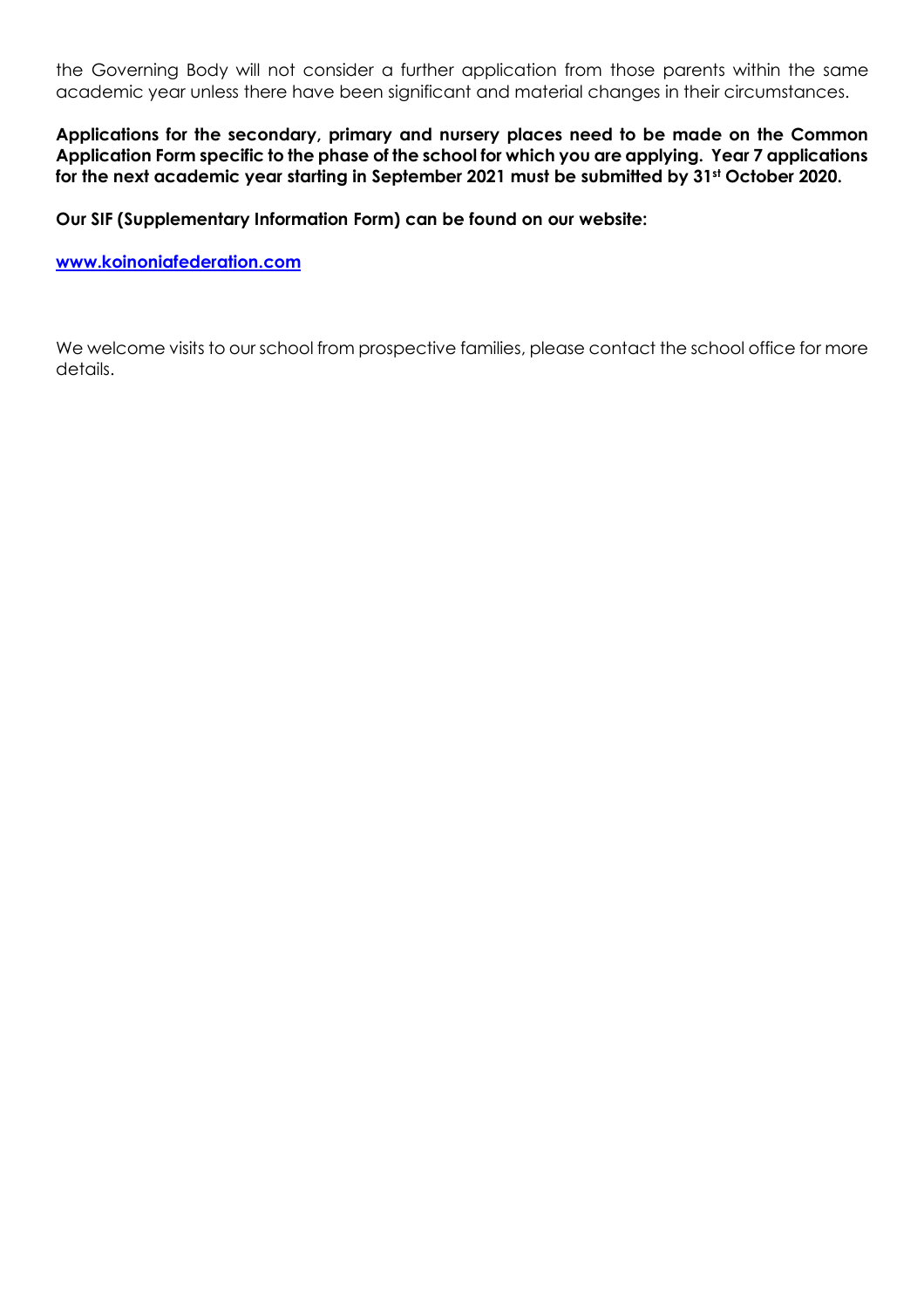the Governing Body will not consider a further application from those parents within the same academic year unless there have been significant and material changes in their circumstances.

**Applications for the secondary, primary and nursery places need to be made on the Common Application Form specific to the phase of the school for which you are applying. Year 7 applications for the next academic year starting in September 2021 must be submitted by 31st October 2020.**

**Our SIF (Supplementary Information Form) can be found on our website:**

**[www.koinoniafederation.com](http://www.koinoniafederation.com)**

We welcome visits to our school from prospective families, please contact the school office for more details.